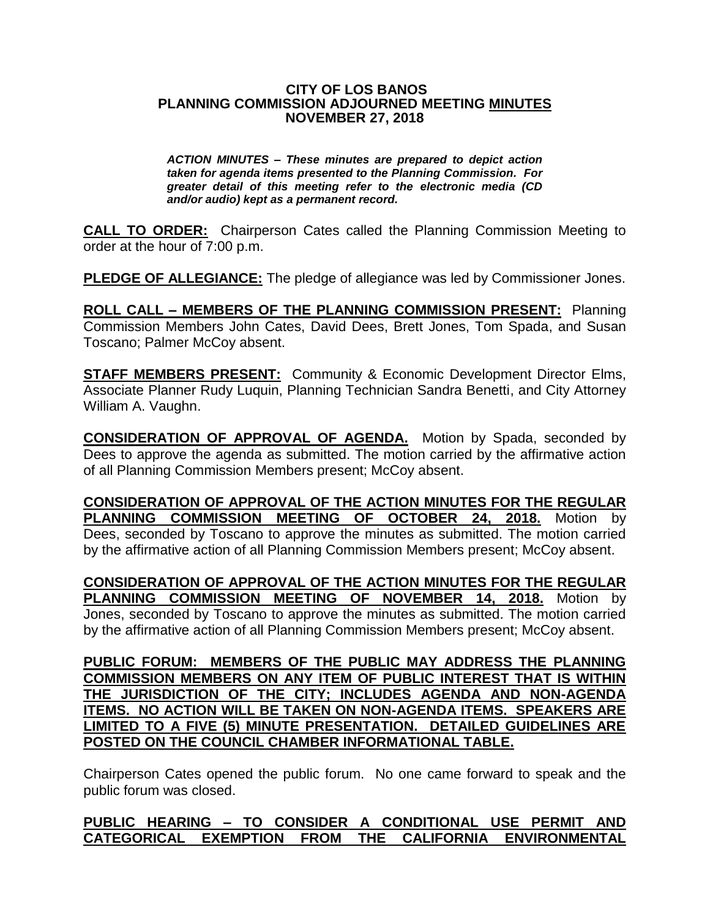**CITY OF LOS BANOS**
**PLANNING COMMISSION ADJOURNED MEETING MINUTES**
**NOVEMBER 27, 2018**

***ACTION MINUTES – These minutes are prepared to depict action taken for agenda items presented to the Planning Commission. For greater detail of this meeting refer to the electronic media (CD and/or audio) kept as a permanent record.***

**CALL TO ORDER:** Chairperson Cates called the Planning Commission Meeting to order at the hour of 7:00 p.m.

**PLEDGE OF ALLEGIANCE:** The pledge of allegiance was led by Commissioner Jones.

**ROLL CALL – MEMBERS OF THE PLANNING COMMISSION PRESENT:** Planning Commission Members John Cates, David Dees, Brett Jones, Tom Spada, and Susan Toscano; Palmer McCoy absent.

**STAFF MEMBERS PRESENT:** Community & Economic Development Director Elms, Associate Planner Rudy Luquin, Planning Technician Sandra Benetti, and City Attorney William A. Vaughn.

**CONSIDERATION OF APPROVAL OF AGENDA.** Motion by Spada, seconded by Dees to approve the agenda as submitted. The motion carried by the affirmative action of all Planning Commission Members present; McCoy absent.

**CONSIDERATION OF APPROVAL OF THE ACTION MINUTES FOR THE REGULAR PLANNING COMMISSION MEETING OF OCTOBER 24, 2018.** Motion by Dees, seconded by Toscano to approve the minutes as submitted. The motion carried by the affirmative action of all Planning Commission Members present; McCoy absent.

**CONSIDERATION OF APPROVAL OF THE ACTION MINUTES FOR THE REGULAR PLANNING COMMISSION MEETING OF NOVEMBER 14, 2018.** Motion by Jones, seconded by Toscano to approve the minutes as submitted. The motion carried by the affirmative action of all Planning Commission Members present; McCoy absent.

**PUBLIC FORUM: MEMBERS OF THE PUBLIC MAY ADDRESS THE PLANNING COMMISSION MEMBERS ON ANY ITEM OF PUBLIC INTEREST THAT IS WITHIN THE JURISDICTION OF THE CITY; INCLUDES AGENDA AND NON-AGENDA ITEMS. NO ACTION WILL BE TAKEN ON NON-AGENDA ITEMS. SPEAKERS ARE LIMITED TO A FIVE (5) MINUTE PRESENTATION. DETAILED GUIDELINES ARE POSTED ON THE COUNCIL CHAMBER INFORMATIONAL TABLE.**

Chairperson Cates opened the public forum. No one came forward to speak and the public forum was closed.

**PUBLIC HEARING – TO CONSIDER A CONDITIONAL USE PERMIT AND CATEGORICAL EXEMPTION FROM THE CALIFORNIA ENVIRONMENTAL**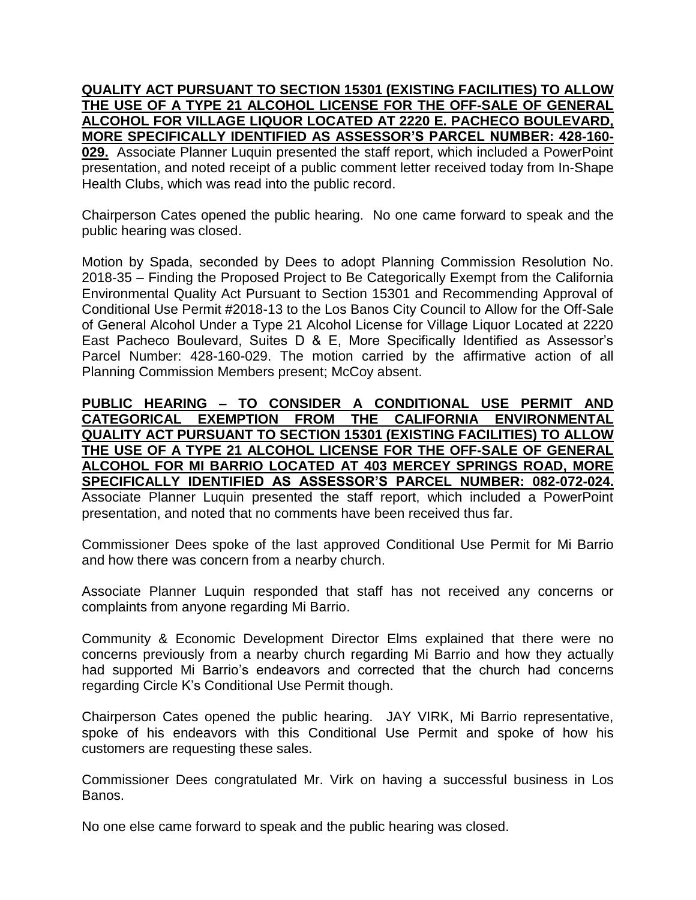**QUALITY ACT PURSUANT TO SECTION 15301 (EXISTING FACILITIES) TO ALLOW THE USE OF A TYPE 21 ALCOHOL LICENSE FOR THE OFF-SALE OF GENERAL ALCOHOL FOR VILLAGE LIQUOR LOCATED AT 2220 E. PACHECO BOULEVARD, MORE SPECIFICALLY IDENTIFIED AS ASSESSOR'S PARCEL NUMBER: 428-160-029.** Associate Planner Luquin presented the staff report, which included a PowerPoint presentation, and noted receipt of a public comment letter received today from In-Shape Health Clubs, which was read into the public record.

Chairperson Cates opened the public hearing. No one came forward to speak and the public hearing was closed.

Motion by Spada, seconded by Dees to adopt Planning Commission Resolution No. 2018-35 – Finding the Proposed Project to Be Categorically Exempt from the California Environmental Quality Act Pursuant to Section 15301 and Recommending Approval of Conditional Use Permit #2018-13 to the Los Banos City Council to Allow for the Off-Sale of General Alcohol Under a Type 21 Alcohol License for Village Liquor Located at 2220 East Pacheco Boulevard, Suites D & E, More Specifically Identified as Assessor's Parcel Number: 428-160-029. The motion carried by the affirmative action of all Planning Commission Members present; McCoy absent.

**PUBLIC HEARING – TO CONSIDER A CONDITIONAL USE PERMIT AND CATEGORICAL EXEMPTION FROM THE CALIFORNIA ENVIRONMENTAL QUALITY ACT PURSUANT TO SECTION 15301 (EXISTING FACILITIES) TO ALLOW THE USE OF A TYPE 21 ALCOHOL LICENSE FOR THE OFF-SALE OF GENERAL ALCOHOL FOR MI BARRIO LOCATED AT 403 MERCEY SPRINGS ROAD, MORE SPECIFICALLY IDENTIFIED AS ASSESSOR'S PARCEL NUMBER: 082-072-024.** Associate Planner Luquin presented the staff report, which included a PowerPoint presentation, and noted that no comments have been received thus far.

Commissioner Dees spoke of the last approved Conditional Use Permit for Mi Barrio and how there was concern from a nearby church.

Associate Planner Luquin responded that staff has not received any concerns or complaints from anyone regarding Mi Barrio.

Community & Economic Development Director Elms explained that there were no concerns previously from a nearby church regarding Mi Barrio and how they actually had supported Mi Barrio's endeavors and corrected that the church had concerns regarding Circle K's Conditional Use Permit though.

Chairperson Cates opened the public hearing. JAY VIRK, Mi Barrio representative, spoke of his endeavors with this Conditional Use Permit and spoke of how his customers are requesting these sales.

Commissioner Dees congratulated Mr. Virk on having a successful business in Los Banos.

No one else came forward to speak and the public hearing was closed.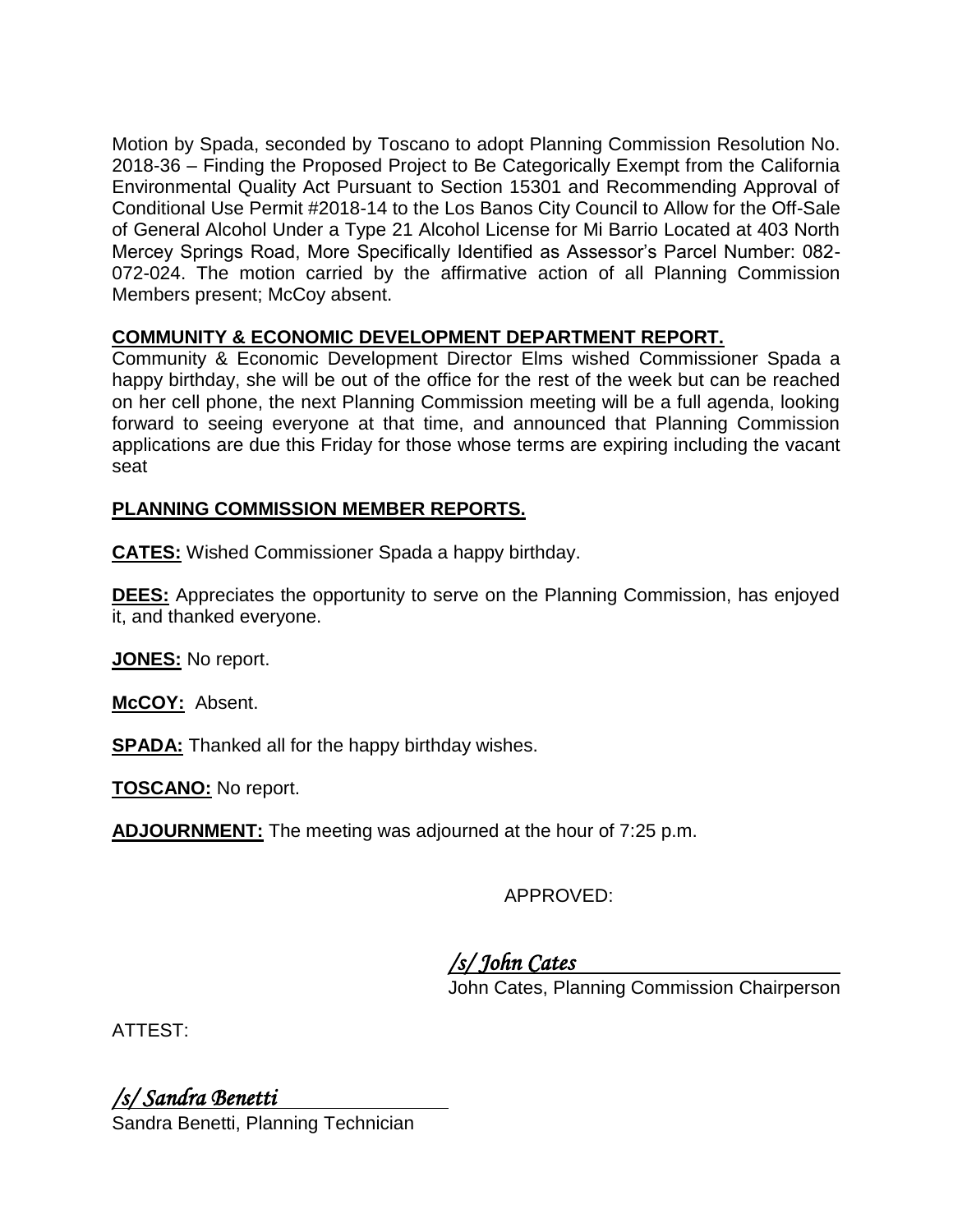Motion by Spada, seconded by Toscano to adopt Planning Commission Resolution No. 2018-36 – Finding the Proposed Project to Be Categorically Exempt from the California Environmental Quality Act Pursuant to Section 15301 and Recommending Approval of Conditional Use Permit #2018-14 to the Los Banos City Council to Allow for the Off-Sale of General Alcohol Under a Type 21 Alcohol License for Mi Barrio Located at 403 North Mercey Springs Road, More Specifically Identified as Assessor's Parcel Number: 082-072-024. The motion carried by the affirmative action of all Planning Commission Members present; McCoy absent.

**COMMUNITY & ECONOMIC DEVELOPMENT DEPARTMENT REPORT.**

Community & Economic Development Director Elms wished Commissioner Spada a happy birthday, she will be out of the office for the rest of the week but can be reached on her cell phone, the next Planning Commission meeting will be a full agenda, looking forward to seeing everyone at that time, and announced that Planning Commission applications are due this Friday for those whose terms are expiring including the vacant seat

**PLANNING COMMISSION MEMBER REPORTS.**

**CATES:** Wished Commissioner Spada a happy birthday.

**DEES:** Appreciates the opportunity to serve on the Planning Commission, has enjoyed it, and thanked everyone.

**JONES:** No report.

**McCOY:** Absent.

**SPADA:** Thanked all for the happy birthday wishes.

**TOSCANO:** No report.

**ADJOURNMENT:** The meeting was adjourned at the hour of 7:25 p.m.

APPROVED:

*/s/ John Cates*

John Cates, Planning Commission Chairperson

ATTEST:

*/s/ Sandra Benetti*

Sandra Benetti, Planning Technician